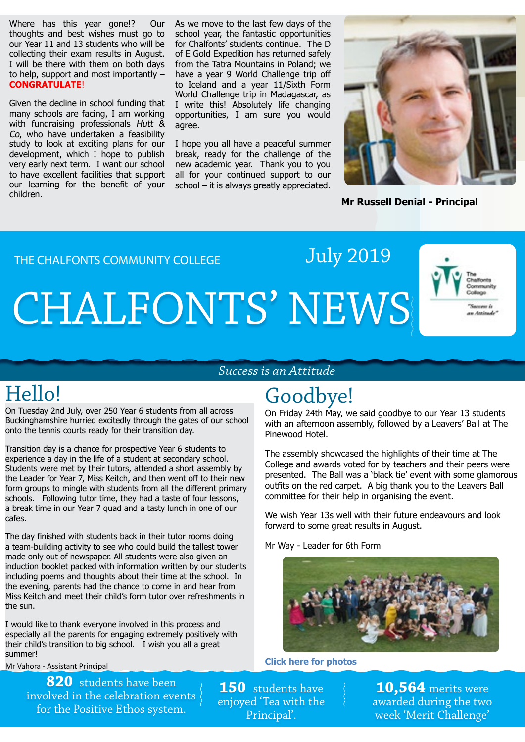Where has this year gone!? Our thoughts and best wishes must go to our Year 11 and 13 students who will be collecting their exam results in August. I will be there with them on both days to help, support and most importantly – **CONGRATULATE**!

Given the decline in school funding that many schools are facing, I am working with fundraising professionals *Hutt & Co*, who have undertaken a feasibility study to look at exciting plans for our development, which I hope to publish very early next term. I want our school to have excellent facilities that support our learning for the benefit of your children.

As we move to the last few days of the school year, the fantastic opportunities for Chalfonts' students continue. The D of E Gold Expedition has returned safely from the Tatra Mountains in Poland; we have a year 9 World Challenge trip off to Iceland and a year 11/Sixth Form World Challenge trip in Madagascar, as I write this! Absolutely life changing opportunities, I am sure you would agree.

I hope you all have a peaceful summer break, ready for the challenge of the new academic year. Thank you to you all for your continued support to our school – it is always greatly appreciated.

**Mr Russell Denial - Principal**

THE CHALFONTS COMMUNITY COLLEGE

July 2019

# CHALFONTS' NEWS

The Chalfonts Community College

"Success is an Attitude"

*Success is an Attitude*

## Hello!

On Tuesday 2nd July, over 250 Year 6 students from all across Buckinghamshire hurried excitedly through the gates of our school onto the tennis courts ready for their transition day.

Transition day is a chance for prospective Year 6 students to experience a day in the life of a student at secondary school. Students were met by their tutors, attended a short assembly by the Leader for Year 7, Miss Keitch, and then went off to their new form groups to mingle with students from all the different primary schools. Following tutor time, they had a taste of four lessons, a break time in our Year 7 quad and a tasty lunch in one of our cafes.

The day finished with students back in their tutor rooms doing a team-building activity to see who could build the tallest tower made only out of newspaper. All students were also given an induction booklet packed with information written by our students including poems and thoughts about their time at the school. In the evening, parents had the chance to come in and hear from Miss Keitch and meet their child's form tutor over refreshments in the sun.

I would like to thank everyone involved in this process and especially all the parents for engaging extremely positively with their child's transition to big school. I wish you all a great summer!

Mr Vahora - Assistant Principal

## Goodbye!

On Friday 24th May, we said goodbye to our Year 13 students with an afternoon assembly, followed by a Leavers' Ball at The Pinewood Hotel.

The assembly showcased the highlights of their time at The College and awards voted for by teachers and their peers were presented. The Ball was a 'black tie' event with some glamorous outfits on the red carpet. A big thank you to the Leavers Ball committee for their help in organising the event.

We wish Year 13s well with their future endeavours and look forward to some great results in August.

Mr Way - Leader for 6th Form

**Click here for photos**

**820** students have been involved in the celebration events for the Positive Ethos system.

**150** students have enjoyed 'Tea with the Principal'.

**10,564** merits were awarded during the two week 'Merit Challenge'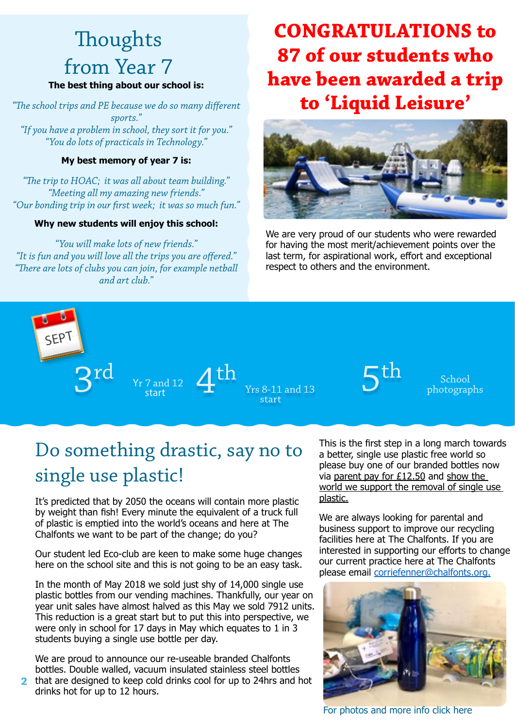# Thoughts from Year 7

**The best thing about our school is:**

*"The school trips and PE because we do so many different sports."*
*"If you have a problem in school, they sort it for you."*
*"You do lots of practicals in Technology."*

**My best memory of year 7 is:**

*"The trip to HOAC; it was all about team building."*
*"Meeting all my amazing new friends."*
*"Our bonding trip in our first week; it was so much fun."*

**Why new students will enjoy this school:**

*"You will make lots of new friends."*
*"It is fun and you will love all the trips you are offered."*
*"There are lots of clubs you can join, for example netball and art club."*

# CONGRATULATIONS to 87 of our students who have been awarded a trip to 'Liquid Leisure'

We are very proud of our students who were rewarded for having the most merit/achievement points over the last term, for aspirational work, effort and exceptional respect to others and the environment.

**SEPT**

- **3rd** Yr 7 and 12 start
- **4th** Yrs 8-11 and 13 start
- **5th** School photographs

## Do something drastic, say no to single use plastic!

It's predicted that by 2050 the oceans will contain more plastic by weight than fish! Every minute the equivalent of a truck full of plastic is emptied into the world's oceans and here at The Chalfonts we want to be part of the change; do you?

Our student led Eco-club are keen to make some huge changes here on the school site and this is not going to be an easy task.

In the month of May 2018 we sold just shy of 14,000 single use plastic bottles from our vending machines. Thankfully, our year on year unit sales have almost halved as this May we sold 7912 units. This reduction is a great start but to put this into perspective, we were only in school for 17 days in May which equates to 1 in 3 students buying a single use bottle per day.

We are proud to announce our re-useable branded Chalfonts bottles. Double walled, vacuum insulated stainless steel bottles that are designed to keep cold drinks cool for up to 24hrs and hot drinks hot for up to 12 hours.

This is the first step in a long march towards a better, single use plastic free world so please buy one of our branded bottles now via parent pay for £12.50 and show the world we support the removal of single use plastic.

We are always looking for parental and business support to improve our recycling facilities here at The Chalfonts. If you are interested in supporting our efforts to change our current practice here at The Chalfonts please email corriefenner@chalfonts.org.

For photos and more info click here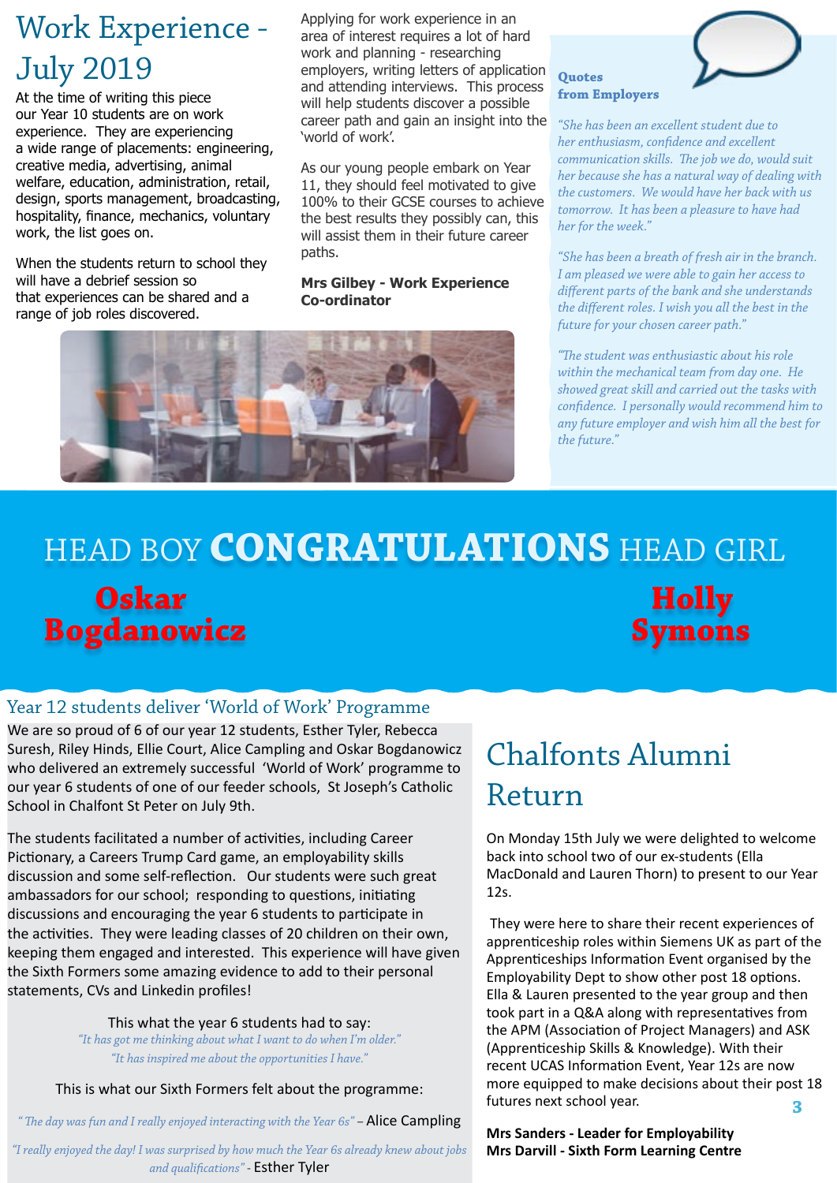# Work Experience - July 2019

At the time of writing this piece our Year 10 students are on work experience. They are experiencing a wide range of placements: engineering, creative media, advertising, animal welfare, education, administration, retail, design, sports management, broadcasting, hospitality, finance, mechanics, voluntary work, the list goes on.

When the students return to school they will have a debrief session so that experiences can be shared and a range of job roles discovered.

Applying for work experience in an area of interest requires a lot of hard work and planning - researching employers, writing letters of application and attending interviews. This process will help students discover a possible career path and gain an insight into the 'world of work'.

As our young people embark on Year 11, they should feel motivated to give 100% to their GCSE courses to achieve the best results they possibly can, this will assist them in their future career paths.

**Mrs Gilbey - Work Experience Co-ordinator**

### Quotes from Employers

*"She has been an excellent student due to her enthusiasm, confidence and excellent communication skills. The job we do, would suit her because she has a natural way of dealing with the customers. We would have her back with us tomorrow. It has been a pleasure to have had her for the week."*

*"She has been a breath of fresh air in the branch. I am pleased we were able to gain her access to different parts of the bank and she understands the different roles. I wish you all the best in the future for your chosen career path."*

*"The student was enthusiastic about his role within the mechanical team from day one. He showed great skill and carried out the tasks with confidence. I personally would recommend him to any future employer and wish him all the best for the future."*

## HEAD BOY **CONGRATULATIONS** HEAD GIRL

**Oskar Bogdanowicz**

**Holly Symons**

## Year 12 students deliver 'World of Work' Programme

We are so proud of 6 of our year 12 students, Esther Tyler, Rebecca Suresh, Riley Hinds, Ellie Court, Alice Campling and Oskar Bogdanowicz who delivered an extremely successful 'World of Work' programme to our year 6 students of one of our feeder schools, St Joseph's Catholic School in Chalfont St Peter on July 9th.

The students facilitated a number of activities, including Career Pictionary, a Careers Trump Card game, an employability skills discussion and some self-reflection. Our students were such great ambassadors for our school; responding to questions, initiating discussions and encouraging the year 6 students to participate in the activities. They were leading classes of 20 children on their own, keeping them engaged and interested. This experience will have given the Sixth Formers some amazing evidence to add to their personal statements, CVs and Linkedin profiles!

This what the year 6 students had to say:

*"It has got me thinking about what I want to do when I'm older."*

*"It has inspired me about the opportunities I have."*

This is what our Sixth Formers felt about the programme:

*"The day was fun and I really enjoyed interacting with the Year 6s"* – Alice Campling

*"I really enjoyed the day! I was surprised by how much the Year 6s already knew about jobs and qualifications"* - Esther Tyler

# Chalfonts Alumni Return

On Monday 15th July we were delighted to welcome back into school two of our ex-students (Ella MacDonald and Lauren Thorn) to present to our Year 12s.

They were here to share their recent experiences of apprenticeship roles within Siemens UK as part of the Apprenticeships Information Event organised by the Employability Dept to show other post 18 options. Ella & Lauren presented to the year group and then took part in a Q&A along with representatives from the APM (Association of Project Managers) and ASK (Apprenticeship Skills & Knowledge). With their recent UCAS Information Event, Year 12s are now more equipped to make decisions about their post 18 futures next school year.

**Mrs Sanders - Leader for Employability**
**Mrs Darvill - Sixth Form Learning Centre**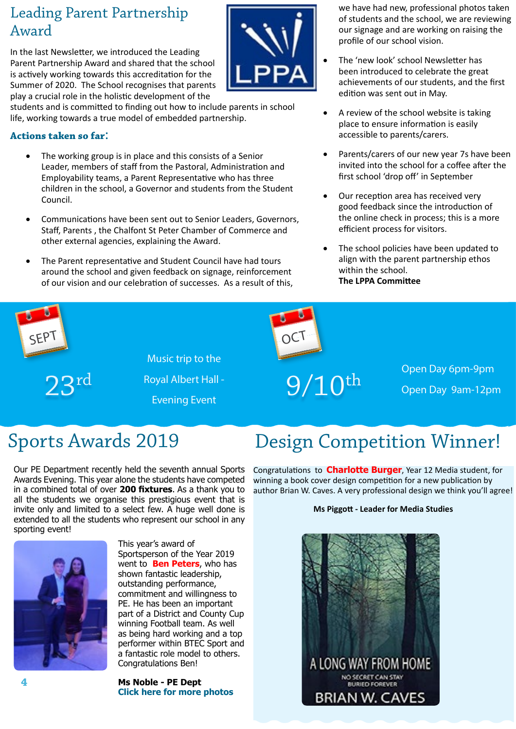## Leading Parent Partnership Award

In the last Newsletter, we introduced the Leading Parent Partnership Award and shared that the school is actively working towards this accreditation for the Summer of 2020. The School recognises that parents play a crucial role in the holistic development of the students and is committed to finding out how to include parents in school life, working towards a true model of embedded partnership.

### Actions taken so far:

- The working group is in place and this consists of a Senior Leader, members of staff from the Pastoral, Administration and Employability teams, a Parent Representative who has three children in the school, a Governor and students from the Student Council.
- Communications have been sent out to Senior Leaders, Governors, Staff, Parents , the Chalfont St Peter Chamber of Commerce and other external agencies, explaining the Award.
- The Parent representative and Student Council have had tours around the school and given feedback on signage, reinforcement of our vision and our celebration of successes. As a result of this, we have had new, professional photos taken of students and the school, we are reviewing our signage and are working on raising the profile of our school vision.
- The 'new look' school Newsletter has been introduced to celebrate the great achievements of our students, and the first edition was sent out in May.
- A review of the school website is taking place to ensure information is easily accessible to parents/carers.
- Parents/carers of our new year 7s have been invited into the school for a coffee after the first school 'drop off' in September
- Our reception area has received very good feedback since the introduction of the online check in process; this is a more efficient process for visitors.
- The school policies have been updated to align with the parent partnership ethos within the school.

**The LPPA Committee**

---

**SEPT 23rd** — Music trip to the Royal Albert Hall - Evening Event

**OCT 9/10th** — Open Day 6pm-9pm / Open Day 9am-12pm

---

## Sports Awards 2019

Our PE Department recently held the seventh annual Sports Awards Evening. This year alone the students have competed in a combined total of over **200 fixtures**. As a thank you to all the students we organise this prestigious event that is invite only and limited to a select few. A huge well done is extended to all the students who represent our school in any sporting event!

This year's award of Sportsperson of the Year 2019 went to **Ben Peters**, who has shown fantastic leadership, outstanding performance, commitment and willingness to PE. He has been an important part of a District and County Cup winning Football team. As well as being hard working and a top performer within BTEC Sport and a fantastic role model to others. Congratulations Ben!

**Ms Noble - PE Dept**

**Click here for more photos**

## Design Competition Winner!

Congratulations to **Charlotte Burger**, Year 12 Media student, for winning a book cover design competition for a new publication by author Brian W. Caves. A very professional design we think you'll agree!

**Ms Piggott - Leader for Media Studies**

A LONG WAY FROM HOME
NO SECRET CAN STAY BURIED FOREVER
BRIAN W. CAVES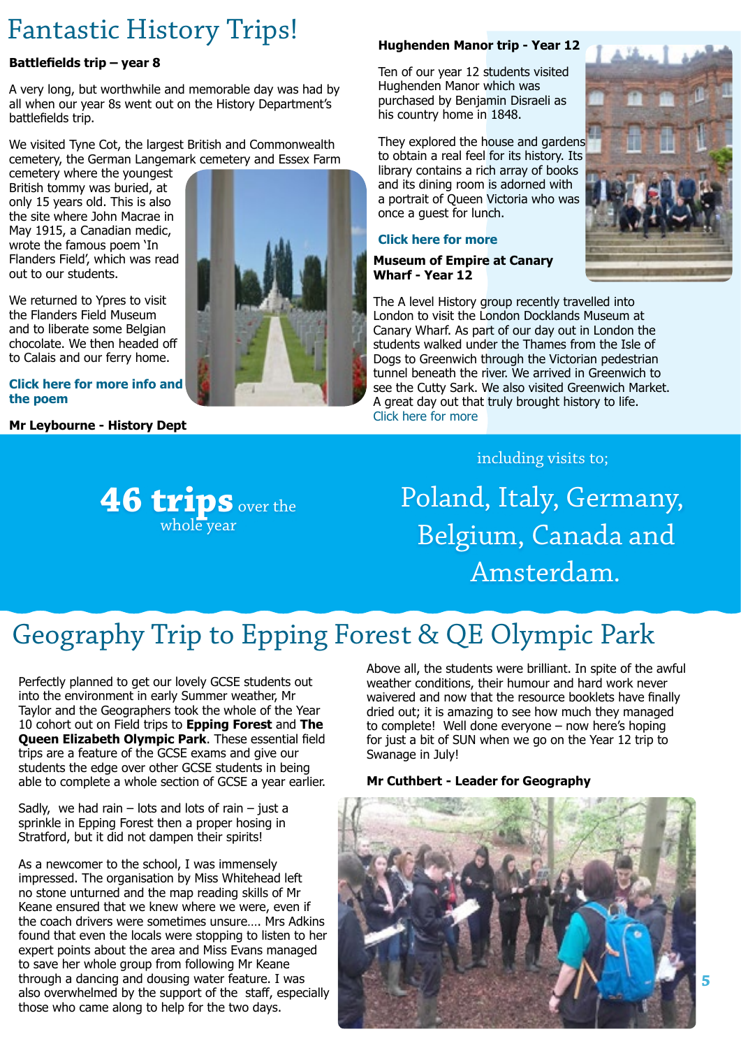# Fantastic History Trips!

### Battlefields trip – year 8

A very long, but worthwhile and memorable day was had by all when our year 8s went out on the History Department's battlefields trip.

We visited Tyne Cot, the largest British and Commonwealth cemetery, the German Langemark cemetery and Essex Farm cemetery where the youngest British tommy was buried, at only 15 years old. This is also the site where John Macrae in May 1915, a Canadian medic, wrote the famous poem 'In Flanders Field', which was read out to our students.

We returned to Ypres to visit the Flanders Field Museum and to liberate some Belgian chocolate. We then headed off to Calais and our ferry home.

**Click here for more info and the poem**

**Mr Leybourne - History Dept**

### Hughenden Manor trip - Year 12

Ten of our year 12 students visited Hughenden Manor which was purchased by Benjamin Disraeli as his country home in 1848.

They explored the house and gardens to obtain a real feel for its history. Its library contains a rich array of books and its dining room is adorned with a portrait of Queen Victoria who was once a guest for lunch.

**Click here for more**

### Museum of Empire at Canary Wharf - Year 12

The A level History group recently travelled into London to visit the London Docklands Museum at Canary Wharf. As part of our day out in London the students walked under the Thames from the Isle of Dogs to Greenwich through the Victorian pedestrian tunnel beneath the river. We arrived in Greenwich to see the Cutty Sark. We also visited Greenwich Market. A great day out that truly brought history to life.

Click here for more

**46 trips** over the whole year

including visits to;

Poland, Italy, Germany, Belgium, Canada and Amsterdam.

# Geography Trip to Epping Forest & QE Olympic Park

Perfectly planned to get our lovely GCSE students out into the environment in early Summer weather, Mr Taylor and the Geographers took the whole of the Year 10 cohort out on Field trips to **Epping Forest** and **The Queen Elizabeth Olympic Park**. These essential field trips are a feature of the GCSE exams and give our students the edge over other GCSE students in being able to complete a whole section of GCSE a year earlier.

Sadly, we had rain – lots and lots of rain – just a sprinkle in Epping Forest then a proper hosing in Stratford, but it did not dampen their spirits!

As a newcomer to the school, I was immensely impressed. The organisation by Miss Whitehead left no stone unturned and the map reading skills of Mr Keane ensured that we knew where we were, even if the coach drivers were sometimes unsure…. Mrs Adkins found that even the locals were stopping to listen to her expert points about the area and Miss Evans managed to save her whole group from following Mr Keane through a dancing and dousing water feature. I was also overwhelmed by the support of the staff, especially those who came along to help for the two days.

Above all, the students were brilliant. In spite of the awful weather conditions, their humour and hard work never waivered and now that the resource booklets have finally dried out; it is amazing to see how much they managed to complete! Well done everyone – now here's hoping for just a bit of SUN when we go on the Year 12 trip to Swanage in July!

**Mr Cuthbert - Leader for Geography**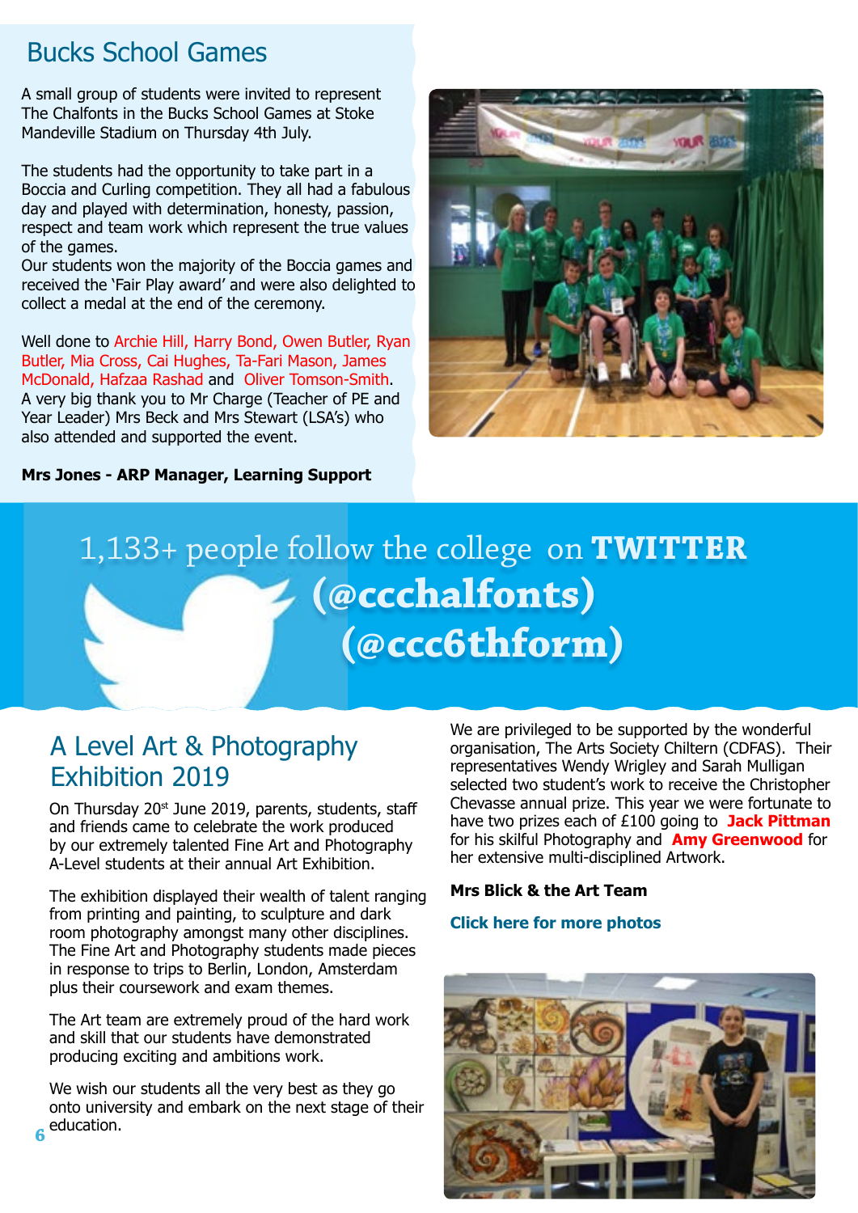## Bucks School Games

A small group of students were invited to represent The Chalfonts in the Bucks School Games at Stoke Mandeville Stadium on Thursday 4th July.

The students had the opportunity to take part in a Boccia and Curling competition. They all had a fabulous day and played with determination, honesty, passion, respect and team work which represent the true values of the games.
Our students won the majority of the Boccia games and received the 'Fair Play award' and were also delighted to collect a medal at the end of the ceremony.

Well done to Archie Hill, Harry Bond, Owen Butler, Ryan Butler, Mia Cross, Cai Hughes, Ta-Fari Mason, James McDonald, Hafzaa Rashad and Oliver Tomson-Smith.
A very big thank you to Mr Charge (Teacher of PE and Year Leader) Mrs Beck and Mrs Stewart (LSA's) who also attended and supported the event.

**Mrs Jones - ARP Manager, Learning Support**

1,133+ people follow the college on **TWITTER** **(@ccchalfonts)** **(@ccc6thform)**

## A Level Art & Photography Exhibition 2019

On Thursday 20st June 2019, parents, students, staff and friends came to celebrate the work produced by our extremely talented Fine Art and Photography A-Level students at their annual Art Exhibition.

The exhibition displayed their wealth of talent ranging from printing and painting, to sculpture and dark room photography amongst many other disciplines. The Fine Art and Photography students made pieces in response to trips to Berlin, London, Amsterdam plus their coursework and exam themes.

The Art team are extremely proud of the hard work and skill that our students have demonstrated producing exciting and ambitions work.

We wish our students all the very best as they go onto university and embark on the next stage of their education.

We are privileged to be supported by the wonderful organisation, The Arts Society Chiltern (CDFAS). Their representatives Wendy Wrigley and Sarah Mulligan selected two student's work to receive the Christopher Chevasse annual prize. This year we were fortunate to have two prizes each of £100 going to **Jack Pittman** for his skilful Photography and **Amy Greenwood** for her extensive multi-disciplined Artwork.

**Mrs Blick & the Art Team**

**Click here for more photos**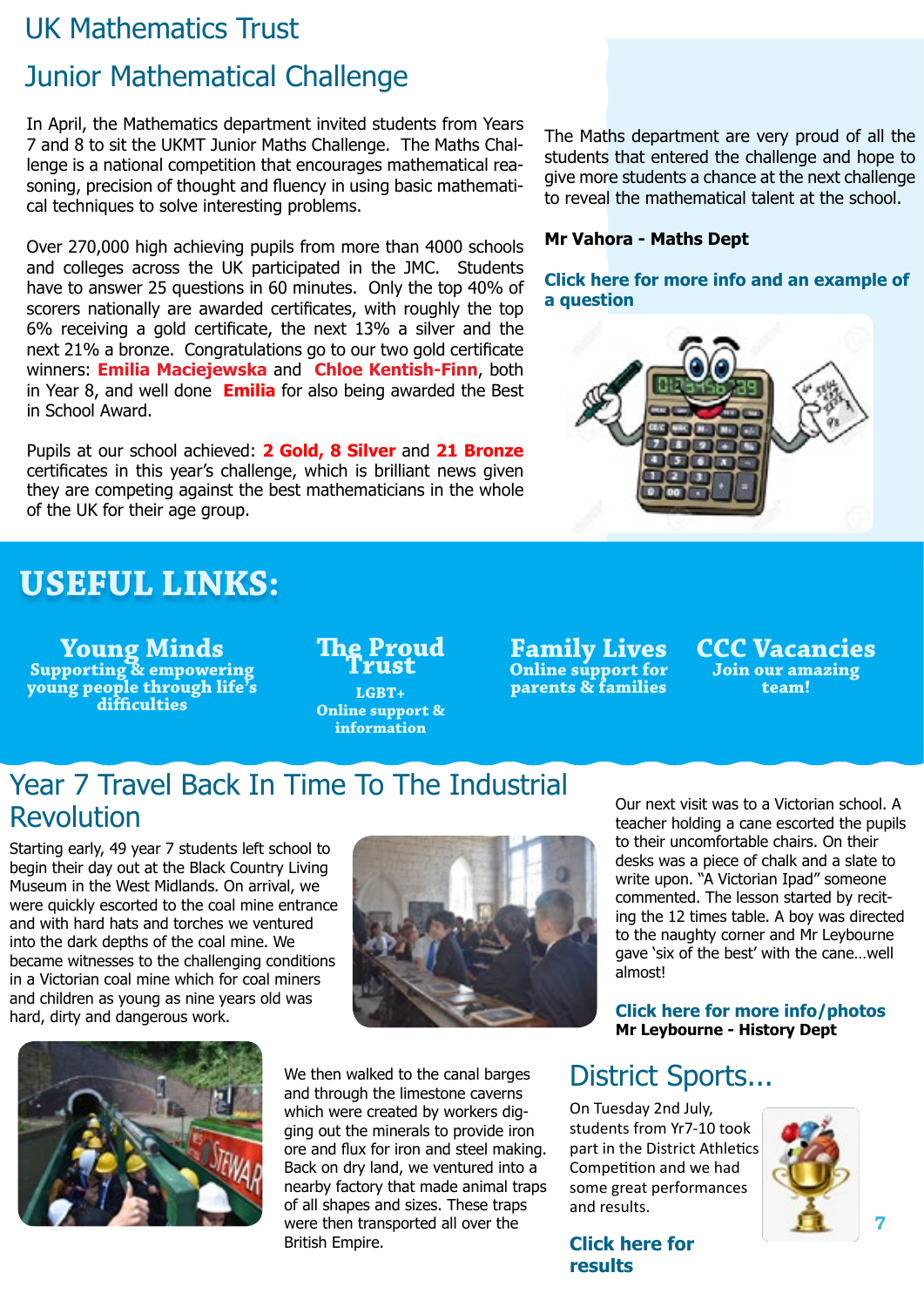# UK Mathematics Trust

## Junior Mathematical Challenge

In April, the Mathematics department invited students from Years 7 and 8 to sit the UKMT Junior Maths Challenge. The Maths Challenge is a national competition that encourages mathematical reasoning, precision of thought and fluency in using basic mathematical techniques to solve interesting problems.

Over 270,000 high achieving pupils from more than 4000 schools and colleges across the UK participated in the JMC. Students have to answer 25 questions in 60 minutes. Only the top 40% of scorers nationally are awarded certificates, with roughly the top 6% receiving a gold certificate, the next 13% a silver and the next 21% a bronze. Congratulations go to our two gold certificate winners: **Emilia Maciejewska** and **Chloe Kentish-Finn**, both in Year 8, and well done **Emilia** for also being awarded the Best in School Award.

Pupils at our school achieved: **2 Gold, 8 Silver** and **21 Bronze** certificates in this year's challenge, which is brilliant news given they are competing against the best mathematicians in the whole of the UK for their age group.

The Maths department are very proud of all the students that entered the challenge and hope to give more students a chance at the next challenge to reveal the mathematical talent at the school.

**Mr Vahora - Maths Dept**

**Click here for more info and an example of a question**

# USEFUL LINKS:

**Young Minds**
Supporting & empowering young people through life's difficulties

**The Proud Trust**
LGBT+
Online support & information

**Family Lives**
Online support for parents & families

**CCC Vacancies**
Join our amazing team!

## Year 7 Travel Back In Time To The Industrial Revolution

Starting early, 49 year 7 students left school to begin their day out at the Black Country Living Museum in the West Midlands. On arrival, we were quickly escorted to the coal mine entrance and with hard hats and torches we ventured into the dark depths of the coal mine. We became witnesses to the challenging conditions in a Victorian coal mine which for coal miners and children as young as nine years old was hard, dirty and dangerous work.

We then walked to the canal barges and through the limestone caverns which were created by workers digging out the minerals to provide iron ore and flux for iron and steel making. Back on dry land, we ventured into a nearby factory that made animal traps of all shapes and sizes. These traps were then transported all over the British Empire.

Our next visit was to a Victorian school. A teacher holding a cane escorted the pupils to their uncomfortable chairs. On their desks was a piece of chalk and a slate to write upon. "A Victorian Ipad" someone commented. The lesson started by reciting the 12 times table. A boy was directed to the naughty corner and Mr Leybourne gave 'six of the best' with the cane…well almost!

**Click here for more info/photos**
**Mr Leybourne - History Dept**

## District Sports...

On Tuesday 2nd July, students from Yr7-10 took part in the District Athletics Competition and we had some great performances and results.

**Click here for results**